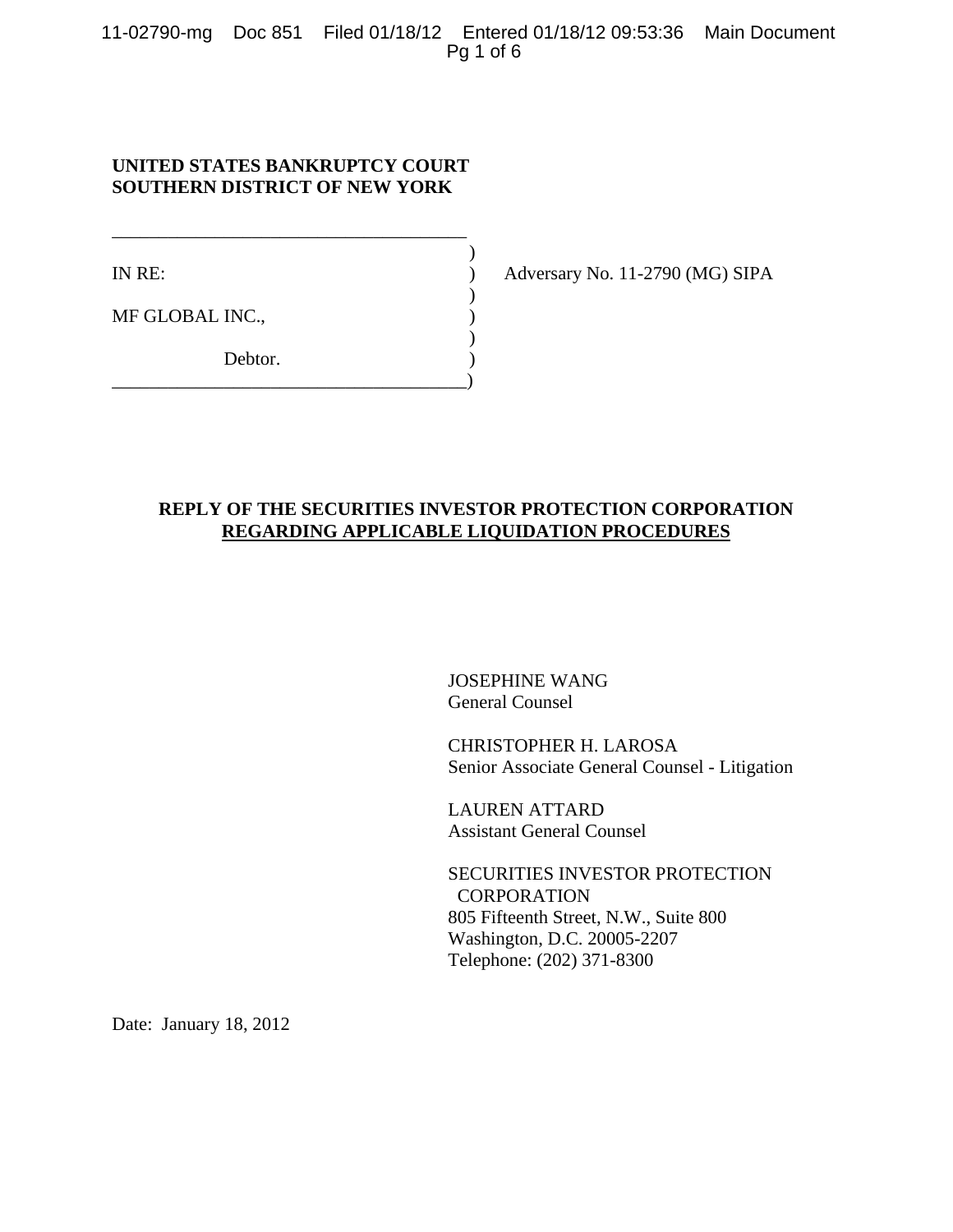**UNITED STATES BANKRUPTCY COURT**
**SOUTHERN DISTRICT OF NEW YORK**

| | |
|---|---|
| IN RE: | Adversary No. 11-2790 (MG) SIPA |
| MF GLOBAL INC., | |
| Debtor. | |

**REPLY OF THE SECURITIES INVESTOR PROTECTION CORPORATION**
**REGARDING APPLICABLE LIQUIDATION PROCEDURES**

JOSEPHINE WANG
General Counsel

CHRISTOPHER H. LAROSA
Senior Associate General Counsel - Litigation

LAUREN ATTARD
Assistant General Counsel

SECURITIES INVESTOR PROTECTION
CORPORATION
805 Fifteenth Street, N.W., Suite 800
Washington, D.C. 20005-2207
Telephone: (202) 371-8300

Date: January 18, 2012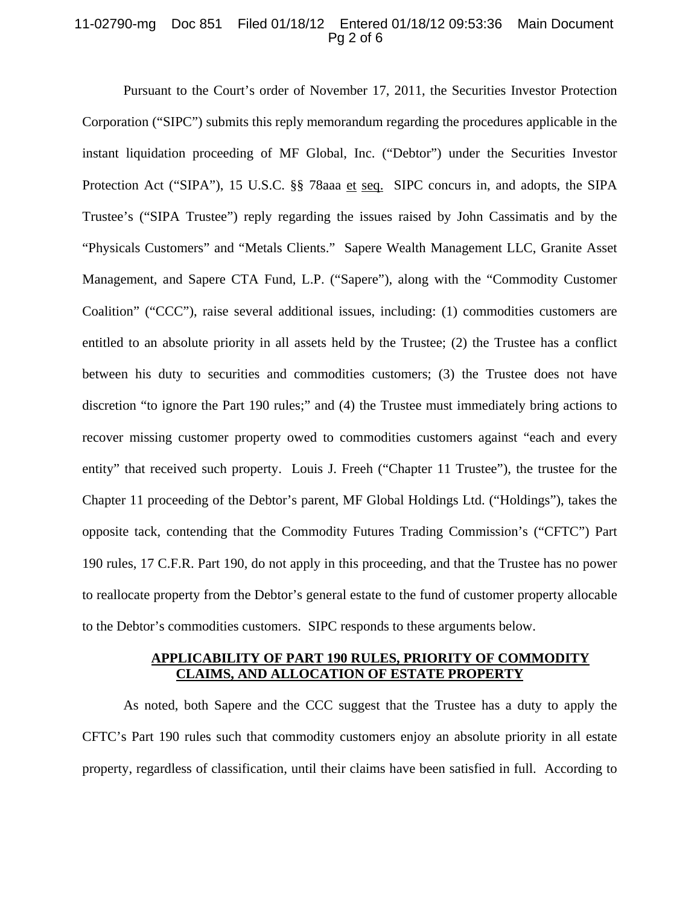Pursuant to the Court's order of November 17, 2011, the Securities Investor Protection Corporation ("SIPC") submits this reply memorandum regarding the procedures applicable in the instant liquidation proceeding of MF Global, Inc. ("Debtor") under the Securities Investor Protection Act ("SIPA"), 15 U.S.C. §§ 78aaa et seq. SIPC concurs in, and adopts, the SIPA Trustee's ("SIPA Trustee") reply regarding the issues raised by John Cassimatis and by the "Physicals Customers" and "Metals Clients." Sapere Wealth Management LLC, Granite Asset Management, and Sapere CTA Fund, L.P. ("Sapere"), along with the "Commodity Customer Coalition" ("CCC"), raise several additional issues, including: (1) commodities customers are entitled to an absolute priority in all assets held by the Trustee; (2) the Trustee has a conflict between his duty to securities and commodities customers; (3) the Trustee does not have discretion "to ignore the Part 190 rules;" and (4) the Trustee must immediately bring actions to recover missing customer property owed to commodities customers against "each and every entity" that received such property. Louis J. Freeh ("Chapter 11 Trustee"), the trustee for the Chapter 11 proceeding of the Debtor's parent, MF Global Holdings Ltd. ("Holdings"), takes the opposite tack, contending that the Commodity Futures Trading Commission's ("CFTC") Part 190 rules, 17 C.F.R. Part 190, do not apply in this proceeding, and that the Trustee has no power to reallocate property from the Debtor's general estate to the fund of customer property allocable to the Debtor's commodities customers. SIPC responds to these arguments below.

## APPLICABILITY OF PART 190 RULES, PRIORITY OF COMMODITY CLAIMS, AND ALLOCATION OF ESTATE PROPERTY

As noted, both Sapere and the CCC suggest that the Trustee has a duty to apply the CFTC's Part 190 rules such that commodity customers enjoy an absolute priority in all estate property, regardless of classification, until their claims have been satisfied in full. According to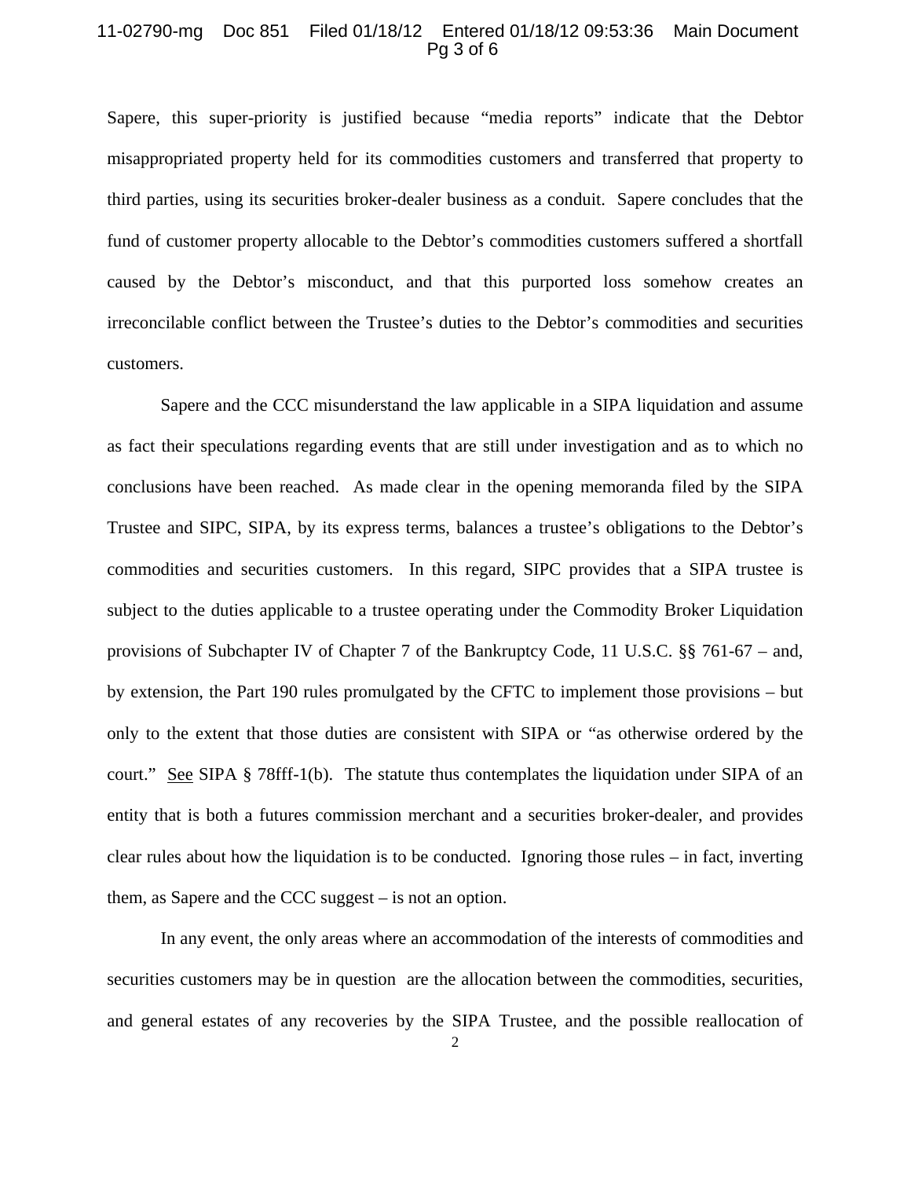Sapere, this super-priority is justified because "media reports" indicate that the Debtor misappropriated property held for its commodities customers and transferred that property to third parties, using its securities broker-dealer business as a conduit. Sapere concludes that the fund of customer property allocable to the Debtor's commodities customers suffered a shortfall caused by the Debtor's misconduct, and that this purported loss somehow creates an irreconcilable conflict between the Trustee's duties to the Debtor's commodities and securities customers.

Sapere and the CCC misunderstand the law applicable in a SIPA liquidation and assume as fact their speculations regarding events that are still under investigation and as to which no conclusions have been reached. As made clear in the opening memoranda filed by the SIPA Trustee and SIPC, SIPA, by its express terms, balances a trustee's obligations to the Debtor's commodities and securities customers. In this regard, SIPC provides that a SIPA trustee is subject to the duties applicable to a trustee operating under the Commodity Broker Liquidation provisions of Subchapter IV of Chapter 7 of the Bankruptcy Code, 11 U.S.C. §§ 761-67 – and, by extension, the Part 190 rules promulgated by the CFTC to implement those provisions – but only to the extent that those duties are consistent with SIPA or "as otherwise ordered by the court." See SIPA § 78fff-1(b). The statute thus contemplates the liquidation under SIPA of an entity that is both a futures commission merchant and a securities broker-dealer, and provides clear rules about how the liquidation is to be conducted. Ignoring those rules – in fact, inverting them, as Sapere and the CCC suggest – is not an option.

In any event, the only areas where an accommodation of the interests of commodities and securities customers may be in question are the allocation between the commodities, securities, and general estates of any recoveries by the SIPA Trustee, and the possible reallocation of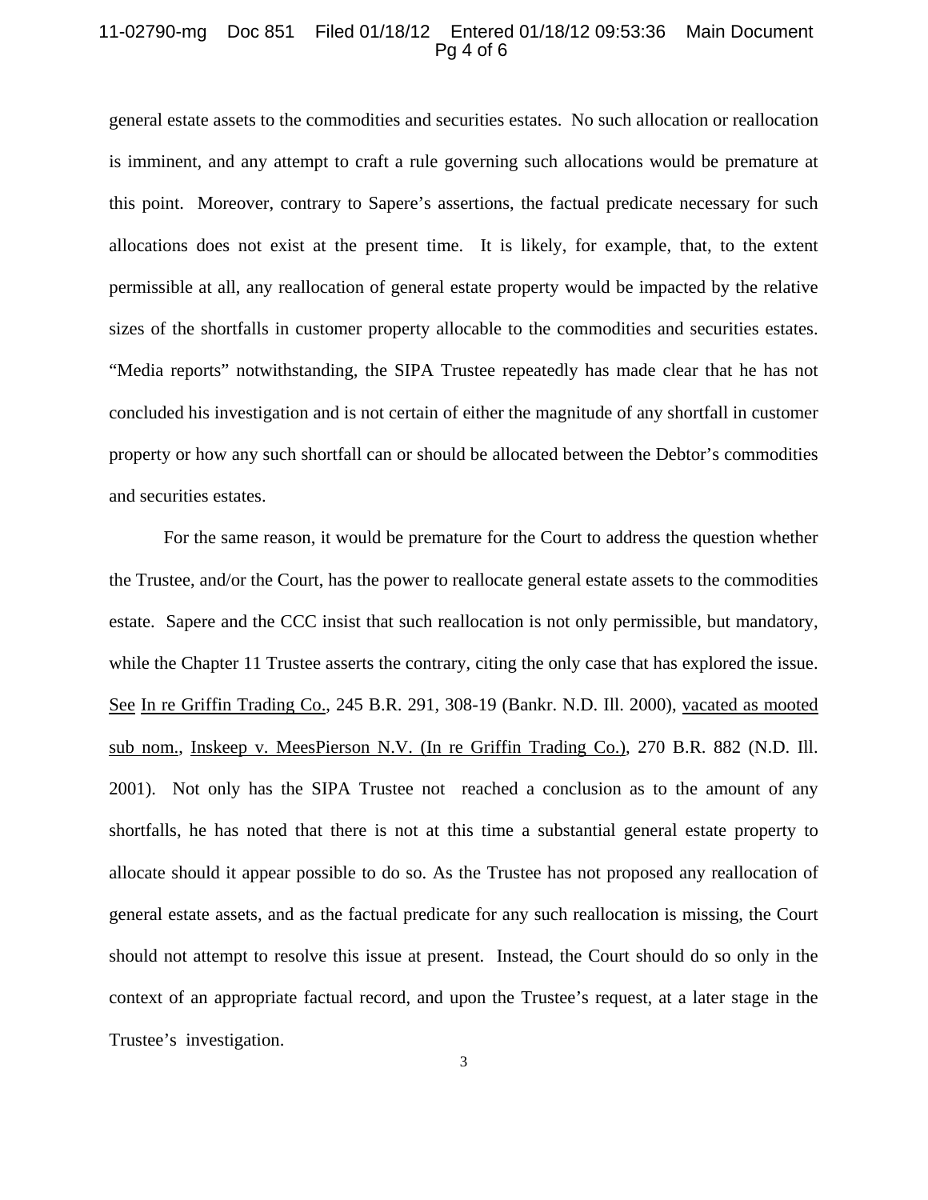general estate assets to the commodities and securities estates. No such allocation or reallocation is imminent, and any attempt to craft a rule governing such allocations would be premature at this point. Moreover, contrary to Sapere's assertions, the factual predicate necessary for such allocations does not exist at the present time. It is likely, for example, that, to the extent permissible at all, any reallocation of general estate property would be impacted by the relative sizes of the shortfalls in customer property allocable to the commodities and securities estates. "Media reports" notwithstanding, the SIPA Trustee repeatedly has made clear that he has not concluded his investigation and is not certain of either the magnitude of any shortfall in customer property or how any such shortfall can or should be allocated between the Debtor's commodities and securities estates.

For the same reason, it would be premature for the Court to address the question whether the Trustee, and/or the Court, has the power to reallocate general estate assets to the commodities estate. Sapere and the CCC insist that such reallocation is not only permissible, but mandatory, while the Chapter 11 Trustee asserts the contrary, citing the only case that has explored the issue. See In re Griffin Trading Co., 245 B.R. 291, 308-19 (Bankr. N.D. Ill. 2000), vacated as mooted sub nom., Inskeep v. MeesPierson N.V. (In re Griffin Trading Co.), 270 B.R. 882 (N.D. Ill. 2001). Not only has the SIPA Trustee not reached a conclusion as to the amount of any shortfalls, he has noted that there is not at this time a substantial general estate property to allocate should it appear possible to do so. As the Trustee has not proposed any reallocation of general estate assets, and as the factual predicate for any such reallocation is missing, the Court should not attempt to resolve this issue at present. Instead, the Court should do so only in the context of an appropriate factual record, and upon the Trustee's request, at a later stage in the Trustee's investigation.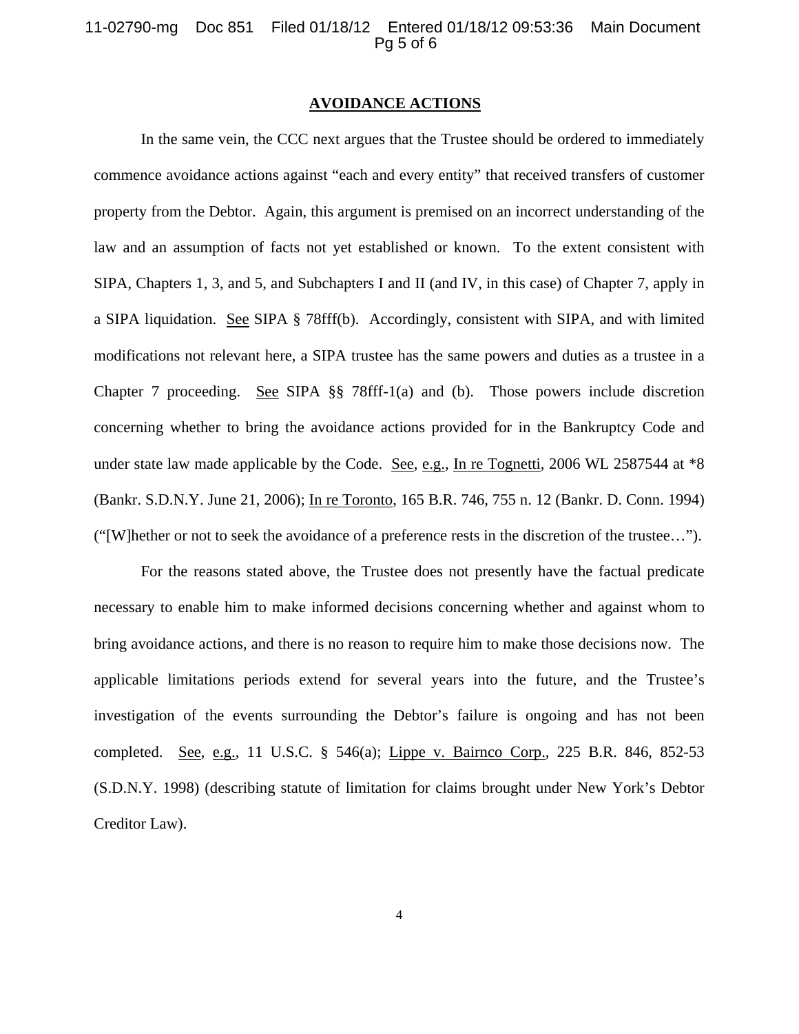## AVOIDANCE ACTIONS

In the same vein, the CCC next argues that the Trustee should be ordered to immediately commence avoidance actions against "each and every entity" that received transfers of customer property from the Debtor. Again, this argument is premised on an incorrect understanding of the law and an assumption of facts not yet established or known. To the extent consistent with SIPA, Chapters 1, 3, and 5, and Subchapters I and II (and IV, in this case) of Chapter 7, apply in a SIPA liquidation. See SIPA § 78fff(b). Accordingly, consistent with SIPA, and with limited modifications not relevant here, a SIPA trustee has the same powers and duties as a trustee in a Chapter 7 proceeding. See SIPA §§ 78fff-1(a) and (b). Those powers include discretion concerning whether to bring the avoidance actions provided for in the Bankruptcy Code and under state law made applicable by the Code. See, e.g., In re Tognetti, 2006 WL 2587544 at *8 (Bankr. S.D.N.Y. June 21, 2006); In re Toronto, 165 B.R. 746, 755 n. 12 (Bankr. D. Conn. 1994) ("[W]hether or not to seek the avoidance of a preference rests in the discretion of the trustee…").

For the reasons stated above, the Trustee does not presently have the factual predicate necessary to enable him to make informed decisions concerning whether and against whom to bring avoidance actions, and there is no reason to require him to make those decisions now. The applicable limitations periods extend for several years into the future, and the Trustee's investigation of the events surrounding the Debtor's failure is ongoing and has not been completed. See, e.g., 11 U.S.C. § 546(a); Lippe v. Bairnco Corp., 225 B.R. 846, 852-53 (S.D.N.Y. 1998) (describing statute of limitation for claims brought under New York's Debtor Creditor Law).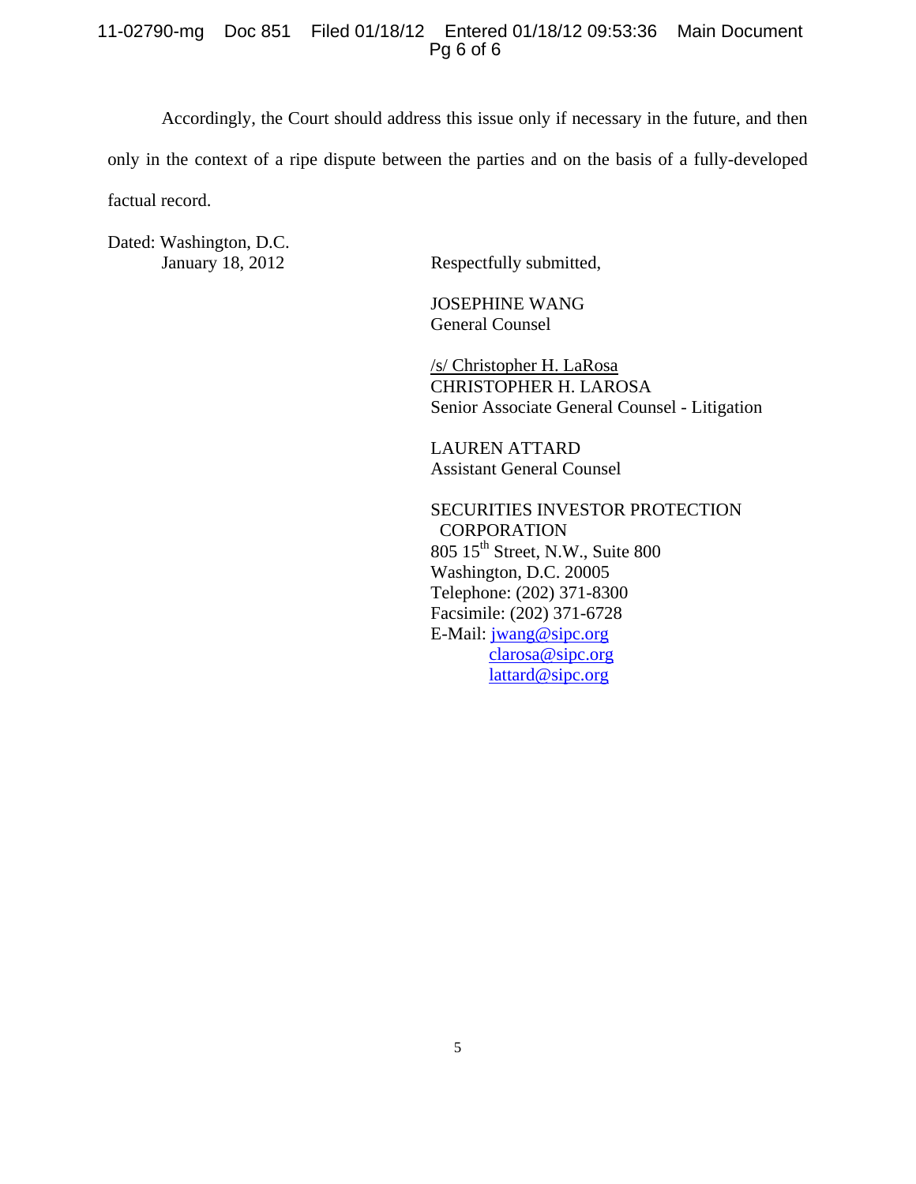Accordingly, the Court should address this issue only if necessary in the future, and then only in the context of a ripe dispute between the parties and on the basis of a fully-developed factual record.

Dated: Washington, D.C.
January 18, 2012

Respectfully submitted,

JOSEPHINE WANG
General Counsel

/s/ Christopher H. LaRosa
CHRISTOPHER H. LAROSA
Senior Associate General Counsel - Litigation

LAUREN ATTARD
Assistant General Counsel

SECURITIES INVESTOR PROTECTION CORPORATION
805 15th Street, N.W., Suite 800
Washington, D.C. 20005
Telephone: (202) 371-8300
Facsimile: (202) 371-6728
E-Mail: jwang@sipc.org
clarosa@sipc.org
lattard@sipc.org